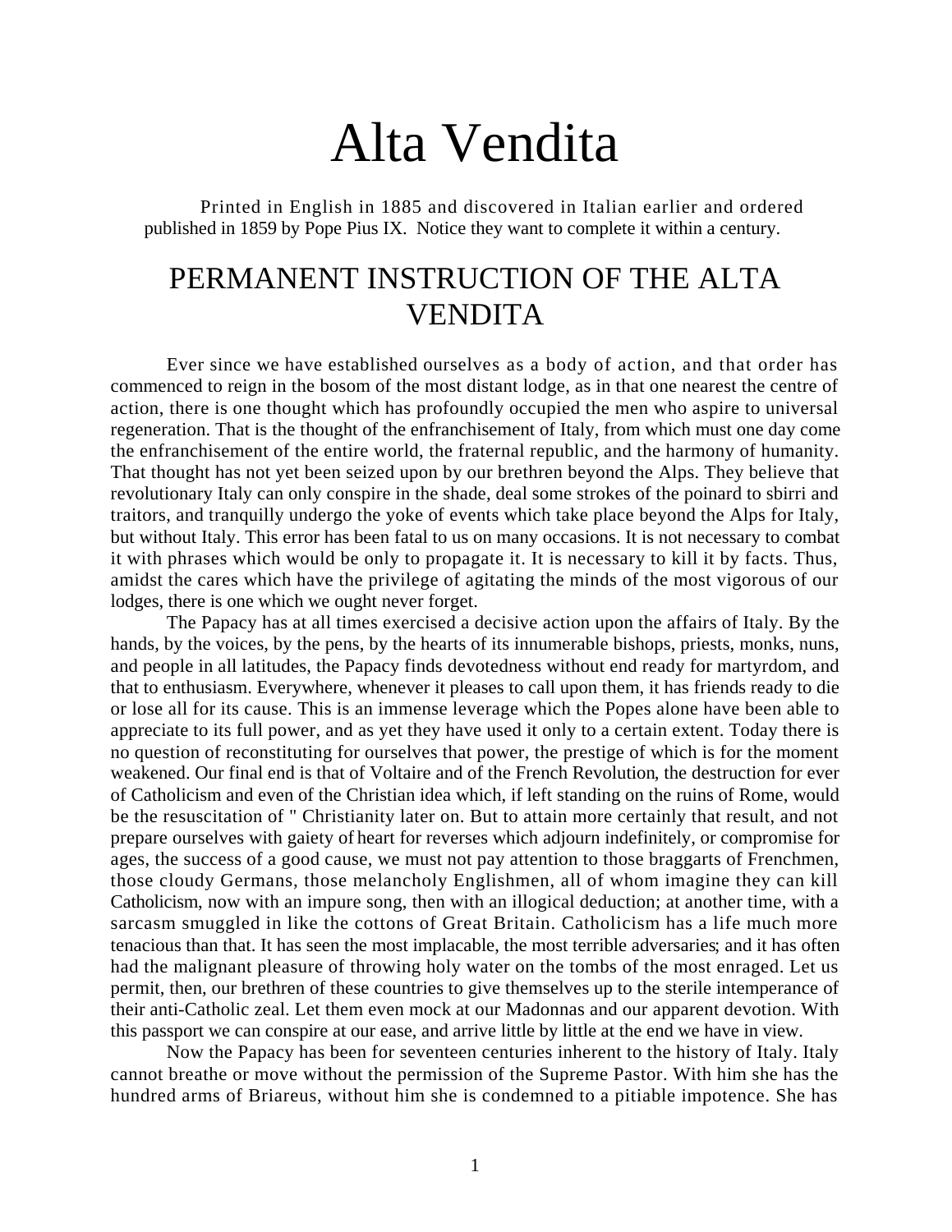# Alta Vendita

Printed in English in 1885 and discovered in Italian earlier and ordered published in 1859 by Pope Pius IX. Notice they want to complete it within a century.

## PERMANENT INSTRUCTION OF THE ALTA VENDITA

Ever since we have established ourselves as a body of action, and that order has commenced to reign in the bosom of the most distant lodge, as in that one nearest the centre of action, there is one thought which has profoundly occupied the men who aspire to universal regeneration. That is the thought of the enfranchisement of Italy, from which must one day come the enfranchisement of the entire world, the fraternal republic, and the harmony of humanity. That thought has not yet been seized upon by our brethren beyond the Alps. They believe that revolutionary Italy can only conspire in the shade, deal some strokes of the poinard to sbirri and traitors, and tranquilly undergo the yoke of events which take place beyond the Alps for Italy, but without Italy. This error has been fatal to us on many occasions. It is not necessary to combat it with phrases which would be only to propagate it. It is necessary to kill it by facts. Thus, amidst the cares which have the privilege of agitating the minds of the most vigorous of our lodges, there is one which we ought never forget.

The Papacy has at all times exercised a decisive action upon the affairs of Italy. By the hands, by the voices, by the pens, by the hearts of its innumerable bishops, priests, monks, nuns, and people in all latitudes, the Papacy finds devotedness without end ready for martyrdom, and that to enthusiasm. Everywhere, whenever it pleases to call upon them, it has friends ready to die or lose all for its cause. This is an immense leverage which the Popes alone have been able to appreciate to its full power, and as yet they have used it only to a certain extent. Today there is no question of reconstituting for ourselves that power, the prestige of which is for the moment weakened. Our final end is that of Voltaire and of the French Revolution, the destruction for ever of Catholicism and even of the Christian idea which, if left standing on the ruins of Rome, would be the resuscitation of " Christianity later on. But to attain more certainly that result, and not prepare ourselves with gaiety of heart for reverses which adjourn indefinitely, or compromise for ages, the success of a good cause, we must not pay attention to those braggarts of Frenchmen, those cloudy Germans, those melancholy Englishmen, all of whom imagine they can kill Catholicism, now with an impure song, then with an illogical deduction; at another time, with a sarcasm smuggled in like the cottons of Great Britain. Catholicism has a life much more tenacious than that. It has seen the most implacable, the most terrible adversaries; and it has often had the malignant pleasure of throwing holy water on the tombs of the most enraged. Let us permit, then, our brethren of these countries to give themselves up to the sterile intemperance of their anti-Catholic zeal. Let them even mock at our Madonnas and our apparent devotion. With this passport we can conspire at our ease, and arrive little by little at the end we have in view.

Now the Papacy has been for seventeen centuries inherent to the history of Italy. Italy cannot breathe or move without the permission of the Supreme Pastor. With him she has the hundred arms of Briareus, without him she is condemned to a pitiable impotence. She has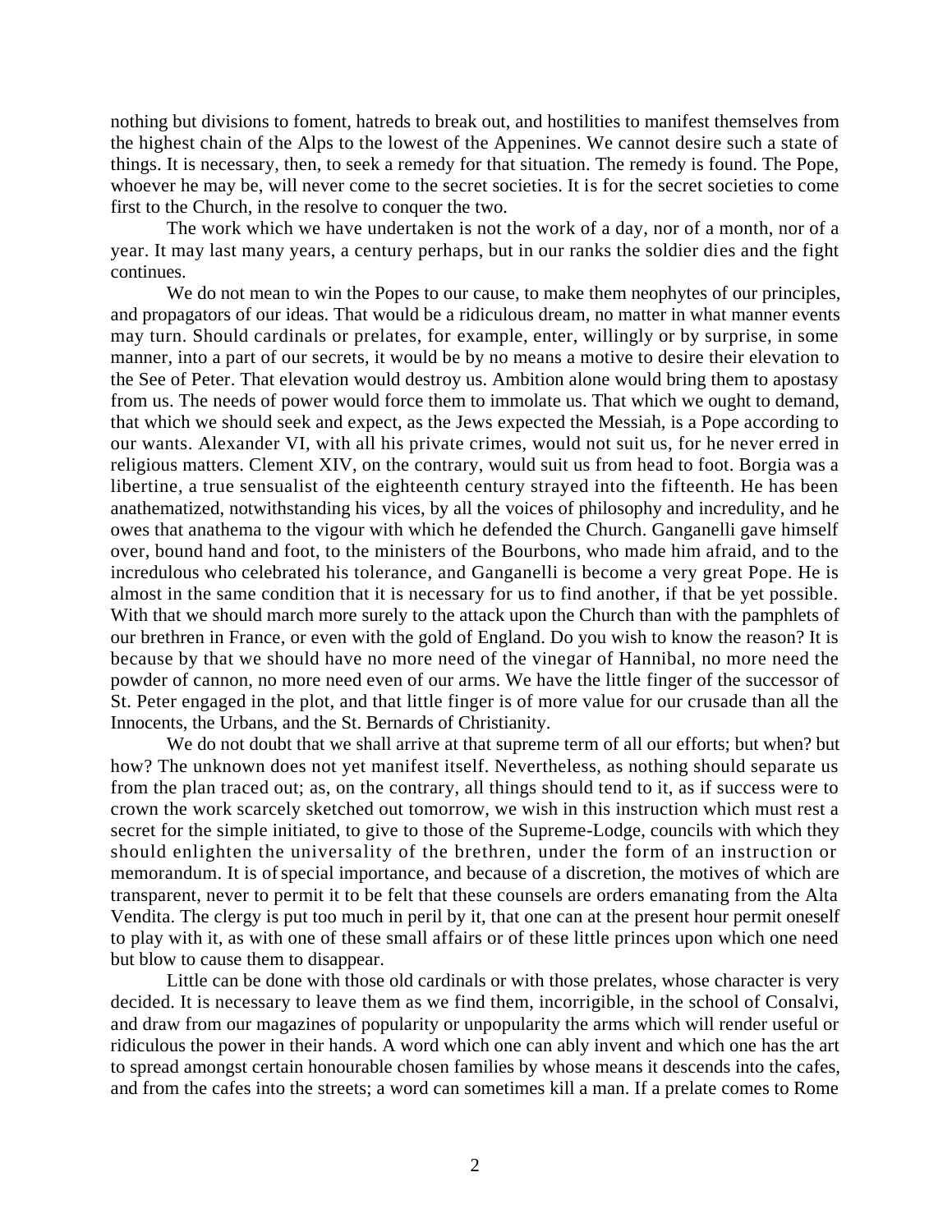nothing but divisions to foment, hatreds to break out, and hostilities to manifest themselves from the highest chain of the Alps to the lowest of the Appenines. We cannot desire such a state of things. It is necessary, then, to seek a remedy for that situation. The remedy is found. The Pope, whoever he may be, will never come to the secret societies. It is for the secret societies to come first to the Church, in the resolve to conquer the two.

The work which we have undertaken is not the work of a day, nor of a month, nor of a year. It may last many years, a century perhaps, but in our ranks the soldier dies and the fight continues.

We do not mean to win the Popes to our cause, to make them neophytes of our principles, and propagators of our ideas. That would be a ridiculous dream, no matter in what manner events may turn. Should cardinals or prelates, for example, enter, willingly or by surprise, in some manner, into a part of our secrets, it would be by no means a motive to desire their elevation to the See of Peter. That elevation would destroy us. Ambition alone would bring them to apostasy from us. The needs of power would force them to immolate us. That which we ought to demand, that which we should seek and expect, as the Jews expected the Messiah, is a Pope according to our wants. Alexander VI, with all his private crimes, would not suit us, for he never erred in religious matters. Clement XIV, on the contrary, would suit us from head to foot. Borgia was a libertine, a true sensualist of the eighteenth century strayed into the fifteenth. He has been anathematized, notwithstanding his vices, by all the voices of philosophy and incredulity, and he owes that anathema to the vigour with which he defended the Church. Ganganelli gave himself over, bound hand and foot, to the ministers of the Bourbons, who made him afraid, and to the incredulous who celebrated his tolerance, and Ganganelli is become a very great Pope. He is almost in the same condition that it is necessary for us to find another, if that be yet possible. With that we should march more surely to the attack upon the Church than with the pamphlets of our brethren in France, or even with the gold of England. Do you wish to know the reason? It is because by that we should have no more need of the vinegar of Hannibal, no more need the powder of cannon, no more need even of our arms. We have the little finger of the successor of St. Peter engaged in the plot, and that little finger is of more value for our crusade than all the Innocents, the Urbans, and the St. Bernards of Christianity.

We do not doubt that we shall arrive at that supreme term of all our efforts; but when? but how? The unknown does not yet manifest itself. Nevertheless, as nothing should separate us from the plan traced out; as, on the contrary, all things should tend to it, as if success were to crown the work scarcely sketched out tomorrow, we wish in this instruction which must rest a secret for the simple initiated, to give to those of the Supreme-Lodge, councils with which they should enlighten the universality of the brethren, under the form of an instruction or memorandum. It is of special importance, and because of a discretion, the motives of which are transparent, never to permit it to be felt that these counsels are orders emanating from the Alta Vendita. The clergy is put too much in peril by it, that one can at the present hour permit oneself to play with it, as with one of these small affairs or of these little princes upon which one need but blow to cause them to disappear.

Little can be done with those old cardinals or with those prelates, whose character is very decided. It is necessary to leave them as we find them, incorrigible, in the school of Consalvi, and draw from our magazines of popularity or unpopularity the arms which will render useful or ridiculous the power in their hands. A word which one can ably invent and which one has the art to spread amongst certain honourable chosen families by whose means it descends into the cafes, and from the cafes into the streets; a word can sometimes kill a man. If a prelate comes to Rome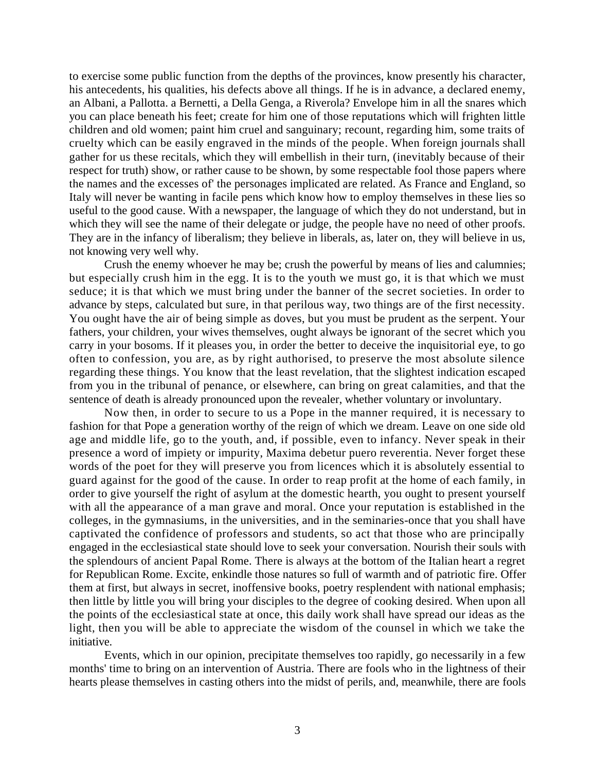to exercise some public function from the depths of the provinces, know presently his character, his antecedents, his qualities, his defects above all things. If he is in advance, a declared enemy, an Albani, a Pallotta. a Bernetti, a Della Genga, a Riverola? Envelope him in all the snares which you can place beneath his feet; create for him one of those reputations which will frighten little children and old women; paint him cruel and sanguinary; recount, regarding him, some traits of cruelty which can be easily engraved in the minds of the people. When foreign journals shall gather for us these recitals, which they will embellish in their turn, (inevitably because of their respect for truth) show, or rather cause to be shown, by some respectable fool those papers where the names and the excesses of' the personages implicated are related. As France and England, so Italy will never be wanting in facile pens which know how to employ themselves in these lies so useful to the good cause. With a newspaper, the language of which they do not understand, but in which they will see the name of their delegate or judge, the people have no need of other proofs. They are in the infancy of liberalism; they believe in liberals, as, later on, they will believe in us, not knowing very well why.

Crush the enemy whoever he may be; crush the powerful by means of lies and calumnies; but especially crush him in the egg. It is to the youth we must go, it is that which we must seduce; it is that which we must bring under the banner of the secret societies. In order to advance by steps, calculated but sure, in that perilous way, two things are of the first necessity. You ought have the air of being simple as doves, but you must be prudent as the serpent. Your fathers, your children, your wives themselves, ought always be ignorant of the secret which you carry in your bosoms. If it pleases you, in order the better to deceive the inquisitorial eye, to go often to confession, you are, as by right authorised, to preserve the most absolute silence regarding these things. You know that the least revelation, that the slightest indication escaped from you in the tribunal of penance, or elsewhere, can bring on great calamities, and that the sentence of death is already pronounced upon the revealer, whether voluntary or involuntary.

Now then, in order to secure to us a Pope in the manner required, it is necessary to fashion for that Pope a generation worthy of the reign of which we dream. Leave on one side old age and middle life, go to the youth, and, if possible, even to infancy. Never speak in their presence a word of impiety or impurity, Maxima debetur puero reverentia. Never forget these words of the poet for they will preserve you from licences which it is absolutely essential to guard against for the good of the cause. In order to reap profit at the home of each family, in order to give yourself the right of asylum at the domestic hearth, you ought to present yourself with all the appearance of a man grave and moral. Once your reputation is established in the colleges, in the gymnasiums, in the universities, and in the seminaries-once that you shall have captivated the confidence of professors and students, so act that those who are principally engaged in the ecclesiastical state should love to seek your conversation. Nourish their souls with the splendours of ancient Papal Rome. There is always at the bottom of the Italian heart a regret for Republican Rome. Excite, enkindle those natures so full of warmth and of patriotic fire. Offer them at first, but always in secret, inoffensive books, poetry resplendent with national emphasis; then little by little you will bring your disciples to the degree of cooking desired. When upon all the points of the ecclesiastical state at once, this daily work shall have spread our ideas as the light, then you will be able to appreciate the wisdom of the counsel in which we take the initiative.

Events, which in our opinion, precipitate themselves too rapidly, go necessarily in a few months' time to bring on an intervention of Austria. There are fools who in the lightness of their hearts please themselves in casting others into the midst of perils, and, meanwhile, there are fools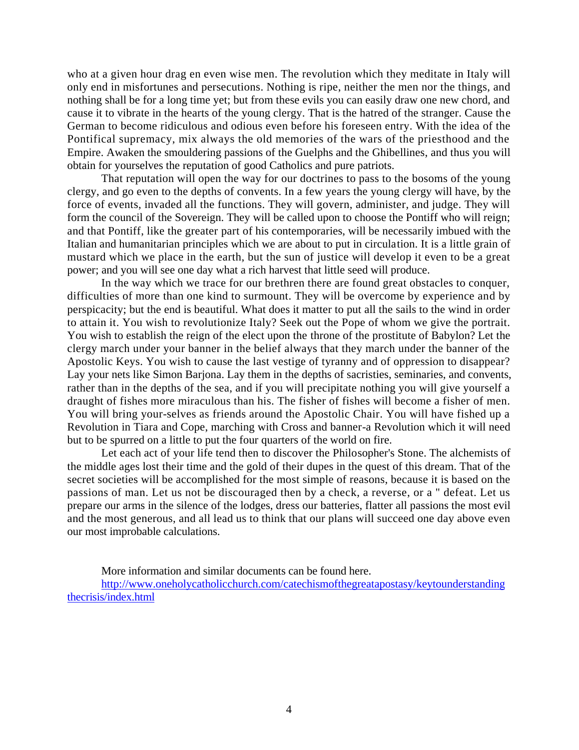who at a given hour drag en even wise men. The revolution which they meditate in Italy will only end in misfortunes and persecutions. Nothing is ripe, neither the men nor the things, and nothing shall be for a long time yet; but from these evils you can easily draw one new chord, and cause it to vibrate in the hearts of the young clergy. That is the hatred of the stranger. Cause the German to become ridiculous and odious even before his foreseen entry. With the idea of the Pontifical supremacy, mix always the old memories of the wars of the priesthood and the Empire. Awaken the smouldering passions of the Guelphs and the Ghibellines, and thus you will obtain for yourselves the reputation of good Catholics and pure patriots.

That reputation will open the way for our doctrines to pass to the bosoms of the young clergy, and go even to the depths of convents. In a few years the young clergy will have, by the force of events, invaded all the functions. They will govern, administer, and judge. They will form the council of the Sovereign. They will be called upon to choose the Pontiff who will reign; and that Pontiff, like the greater part of his contemporaries, will be necessarily imbued with the Italian and humanitarian principles which we are about to put in circulation. It is a little grain of mustard which we place in the earth, but the sun of justice will develop it even to be a great power; and you will see one day what a rich harvest that little seed will produce.

In the way which we trace for our brethren there are found great obstacles to conquer, difficulties of more than one kind to surmount. They will be overcome by experience and by perspicacity; but the end is beautiful. What does it matter to put all the sails to the wind in order to attain it. You wish to revolutionize Italy? Seek out the Pope of whom we give the portrait. You wish to establish the reign of the elect upon the throne of the prostitute of Babylon? Let the clergy march under your banner in the belief always that they march under the banner of the Apostolic Keys. You wish to cause the last vestige of tyranny and of oppression to disappear? Lay your nets like Simon Barjona. Lay them in the depths of sacristies, seminaries, and convents, rather than in the depths of the sea, and if you will precipitate nothing you will give yourself a draught of fishes more miraculous than his. The fisher of fishes will become a fisher of men. You will bring your-selves as friends around the Apostolic Chair. You will have fished up a Revolution in Tiara and Cope, marching with Cross and banner-a Revolution which it will need but to be spurred on a little to put the four quarters of the world on fire.

Let each act of your life tend then to discover the Philosopher's Stone. The alchemists of the middle ages lost their time and the gold of their dupes in the quest of this dream. That of the secret societies will be accomplished for the most simple of reasons, because it is based on the passions of man. Let us not be discouraged then by a check, a reverse, or a " defeat. Let us prepare our arms in the silence of the lodges, dress our batteries, flatter all passions the most evil and the most generous, and all lead us to think that our plans will succeed one day above even our most improbable calculations.

More information and similar documents can be found here.

http://www.oneholycatholicchurch.com/catechismofthegreatapostasy/keytounderstandingthecrisis/index.html